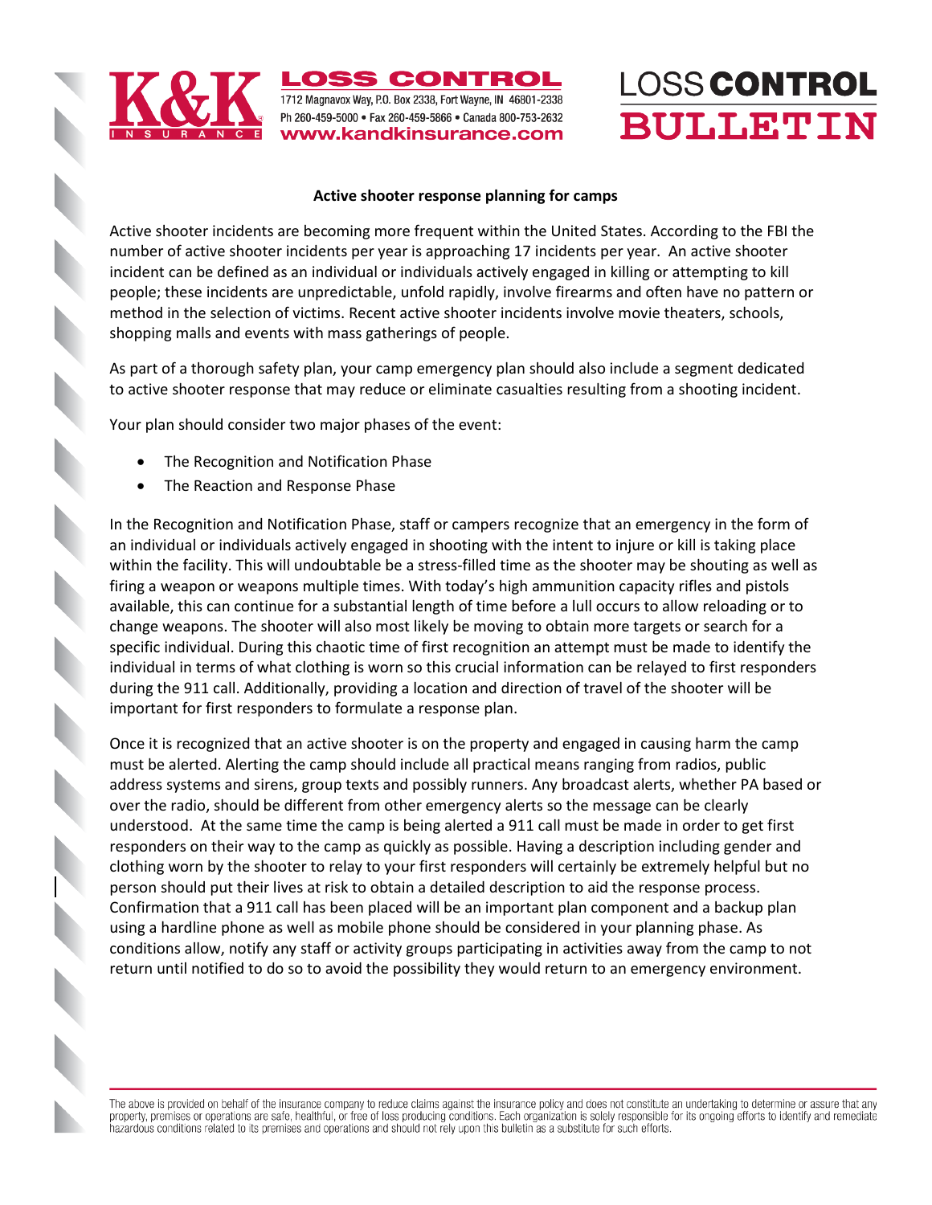# Active shooter response planning for camps

Active shooter incidents are becoming more frequent within the United States. According to the FBI the number of active shooter incidents per year is approaching 17 incidents per year. An active shooter incident can be defined as an individual or individuals actively engaged in killing or attempting to kill people; these incidents are unpredictable, unfold rapidly, involve firearms and often have no pattern or method in the selection of victims. Recent active shooter incidents involve movie theaters, schools, shopping malls and events with mass gatherings of people.

As part of a thorough safety plan, your camp emergency plan should also include a segment dedicated to active shooter response that may reduce or eliminate casualties resulting from a shooting incident.

Your plan should consider two major phases of the event:

- The Recognition and Notification Phase
- The Reaction and Response Phase

In the Recognition and Notification Phase, staff or campers recognize that an emergency in the form of an individual or individuals actively engaged in shooting with the intent to injure or kill is taking place within the facility. This will undoubtable be a stress-filled time as the shooter may be shouting as well as firing a weapon or weapons multiple times. With today's high ammunition capacity rifles and pistols available, this can continue for a substantial length of time before a lull occurs to allow reloading or to change weapons. The shooter will also most likely be moving to obtain more targets or search for a specific individual. During this chaotic time of first recognition an attempt must be made to identify the individual in terms of what clothing is worn so this crucial information can be relayed to first responders during the 911 call. Additionally, providing a location and direction of travel of the shooter will be important for first responders to formulate a response plan.

Once it is recognized that an active shooter is on the property and engaged in causing harm the camp must be alerted. Alerting the camp should include all practical means ranging from radios, public address systems and sirens, group texts and possibly runners. Any broadcast alerts, whether PA based or over the radio, should be different from other emergency alerts so the message can be clearly understood. At the same time the camp is being alerted a 911 call must be made in order to get first responders on their way to the camp as quickly as possible. Having a description including gender and clothing worn by the shooter to relay to your first responders will certainly be extremely helpful but no person should put their lives at risk to obtain a detailed description to aid the response process. Confirmation that a 911 call has been placed will be an important plan component and a backup plan using a hardline phone as well as mobile phone should be considered in your planning phase. As conditions allow, notify any staff or activity groups participating in activities away from the camp to not return until notified to do so to avoid the possibility they would return to an emergency environment.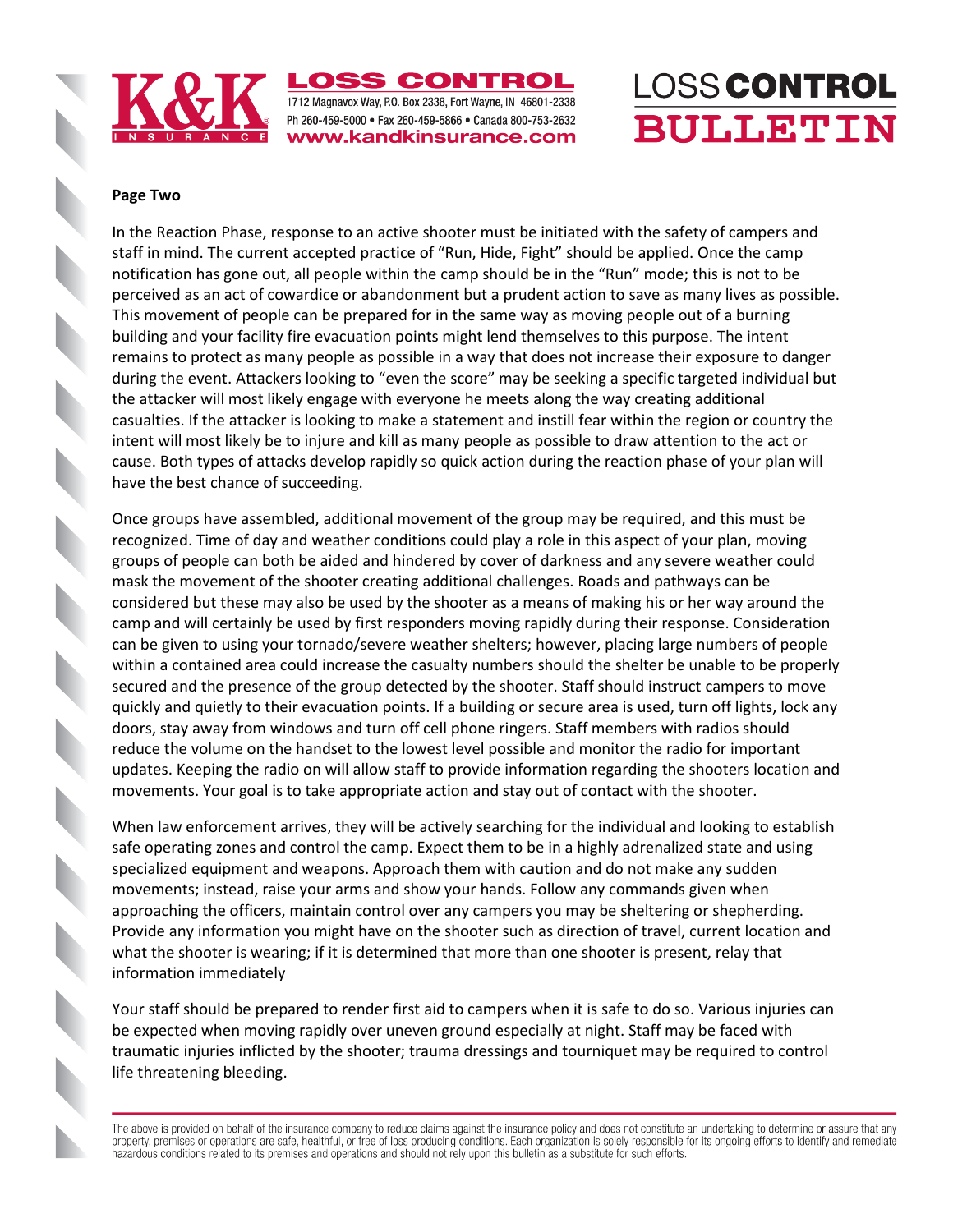**Page Two**

In the Reaction Phase, response to an active shooter must be initiated with the safety of campers and staff in mind. The current accepted practice of "Run, Hide, Fight" should be applied. Once the camp notification has gone out, all people within the camp should be in the "Run" mode; this is not to be perceived as an act of cowardice or abandonment but a prudent action to save as many lives as possible. This movement of people can be prepared for in the same way as moving people out of a burning building and your facility fire evacuation points might lend themselves to this purpose. The intent remains to protect as many people as possible in a way that does not increase their exposure to danger during the event. Attackers looking to "even the score" may be seeking a specific targeted individual but the attacker will most likely engage with everyone he meets along the way creating additional casualties. If the attacker is looking to make a statement and instill fear within the region or country the intent will most likely be to injure and kill as many people as possible to draw attention to the act or cause. Both types of attacks develop rapidly so quick action during the reaction phase of your plan will have the best chance of succeeding.

Once groups have assembled, additional movement of the group may be required, and this must be recognized. Time of day and weather conditions could play a role in this aspect of your plan, moving groups of people can both be aided and hindered by cover of darkness and any severe weather could mask the movement of the shooter creating additional challenges. Roads and pathways can be considered but these may also be used by the shooter as a means of making his or her way around the camp and will certainly be used by first responders moving rapidly during their response. Consideration can be given to using your tornado/severe weather shelters; however, placing large numbers of people within a contained area could increase the casualty numbers should the shelter be unable to be properly secured and the presence of the group detected by the shooter. Staff should instruct campers to move quickly and quietly to their evacuation points. If a building or secure area is used, turn off lights, lock any doors, stay away from windows and turn off cell phone ringers. Staff members with radios should reduce the volume on the handset to the lowest level possible and monitor the radio for important updates. Keeping the radio on will allow staff to provide information regarding the shooters location and movements. Your goal is to take appropriate action and stay out of contact with the shooter.

When law enforcement arrives, they will be actively searching for the individual and looking to establish safe operating zones and control the camp. Expect them to be in a highly adrenalized state and using specialized equipment and weapons. Approach them with caution and do not make any sudden movements; instead, raise your arms and show your hands. Follow any commands given when approaching the officers, maintain control over any campers you may be sheltering or shepherding. Provide any information you might have on the shooter such as direction of travel, current location and what the shooter is wearing; if it is determined that more than one shooter is present, relay that information immediately

Your staff should be prepared to render first aid to campers when it is safe to do so. Various injuries can be expected when moving rapidly over uneven ground especially at night. Staff may be faced with traumatic injuries inflicted by the shooter; trauma dressings and tourniquet may be required to control life threatening bleeding.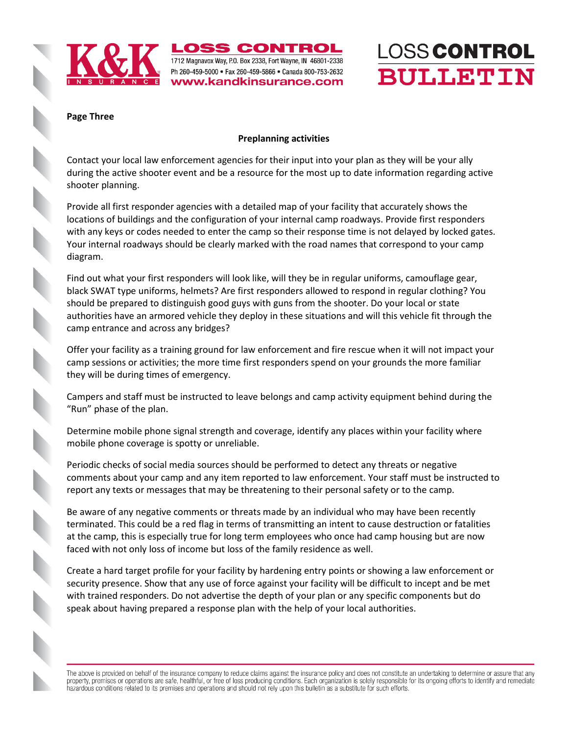**Page Three**

## Preplanning activities

Contact your local law enforcement agencies for their input into your plan as they will be your ally during the active shooter event and be a resource for the most up to date information regarding active shooter planning.

Provide all first responder agencies with a detailed map of your facility that accurately shows the locations of buildings and the configuration of your internal camp roadways. Provide first responders with any keys or codes needed to enter the camp so their response time is not delayed by locked gates. Your internal roadways should be clearly marked with the road names that correspond to your camp diagram.

Find out what your first responders will look like, will they be in regular uniforms, camouflage gear, black SWAT type uniforms, helmets? Are first responders allowed to respond in regular clothing? You should be prepared to distinguish good guys with guns from the shooter. Do your local or state authorities have an armored vehicle they deploy in these situations and will this vehicle fit through the camp entrance and across any bridges?

Offer your facility as a training ground for law enforcement and fire rescue when it will not impact your camp sessions or activities; the more time first responders spend on your grounds the more familiar they will be during times of emergency.

Campers and staff must be instructed to leave belongs and camp activity equipment behind during the "Run" phase of the plan.

Determine mobile phone signal strength and coverage, identify any places within your facility where mobile phone coverage is spotty or unreliable.

Periodic checks of social media sources should be performed to detect any threats or negative comments about your camp and any item reported to law enforcement. Your staff must be instructed to report any texts or messages that may be threatening to their personal safety or to the camp.

Be aware of any negative comments or threats made by an individual who may have been recently terminated. This could be a red flag in terms of transmitting an intent to cause destruction or fatalities at the camp, this is especially true for long term employees who once had camp housing but are now faced with not only loss of income but loss of the family residence as well.

Create a hard target profile for your facility by hardening entry points or showing a law enforcement or security presence. Show that any use of force against your facility will be difficult to incept and be met with trained responders. Do not advertise the depth of your plan or any specific components but do speak about having prepared a response plan with the help of your local authorities.

The above is provided on behalf of the insurance company to reduce claims against the insurance policy and does not constitute an undertaking to determine or assure that any property, premises or operations are safe, healthful, or free of loss producing conditions. Each organization is solely responsible for its ongoing efforts to identify and remediate hazardous conditions related to its premises and operations and should not rely upon this bulletin as a substitute for such efforts.